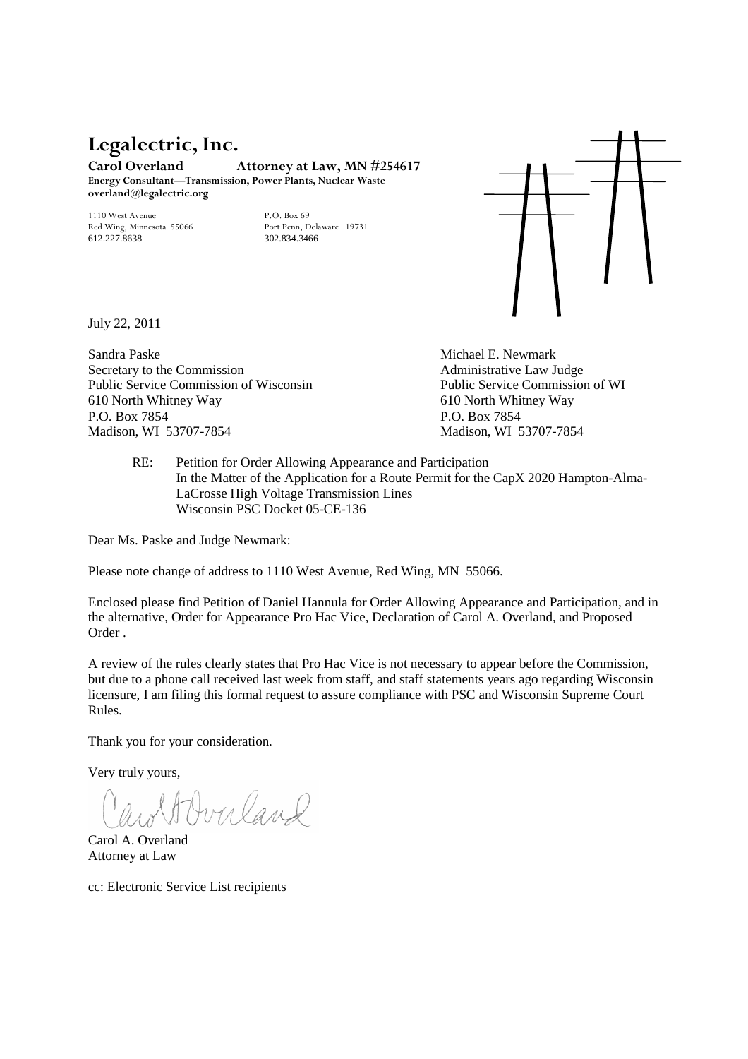# Legalectric, Inc.

**Carol Overland** **Attorney at Law, MN #254617**
**Energy Consultant—Transmission, Power Plants, Nuclear Waste**
**overland@legalectric.org**

1110 West Avenue
Red Wing, Minnesota 55066
612.227.8638

P.O. Box 69
Port Penn, Delaware 19731
302.834.3466

July 22, 2011

Sandra Paske
Secretary to the Commission
Public Service Commission of Wisconsin
610 North Whitney Way
P.O. Box 7854
Madison, WI 53707-7854

Michael E. Newmark
Administrative Law Judge
Public Service Commission of WI
610 North Whitney Way
P.O. Box 7854
Madison, WI 53707-7854

RE: Petition for Order Allowing Appearance and Participation
In the Matter of the Application for a Route Permit for the CapX 2020 Hampton-Alma-LaCrosse High Voltage Transmission Lines
Wisconsin PSC Docket 05-CE-136

Dear Ms. Paske and Judge Newmark:

Please note change of address to 1110 West Avenue, Red Wing, MN 55066.

Enclosed please find Petition of Daniel Hannula for Order Allowing Appearance and Participation, and in the alternative, Order for Appearance Pro Hac Vice, Declaration of Carol A. Overland, and Proposed Order .

A review of the rules clearly states that Pro Hac Vice is not necessary to appear before the Commission, but due to a phone call received last week from staff, and staff statements years ago regarding Wisconsin licensure, I am filing this formal request to assure compliance with PSC and Wisconsin Supreme Court Rules.

Thank you for your consideration.

Very truly yours,

Carol A. Overland
Attorney at Law

cc: Electronic Service List recipients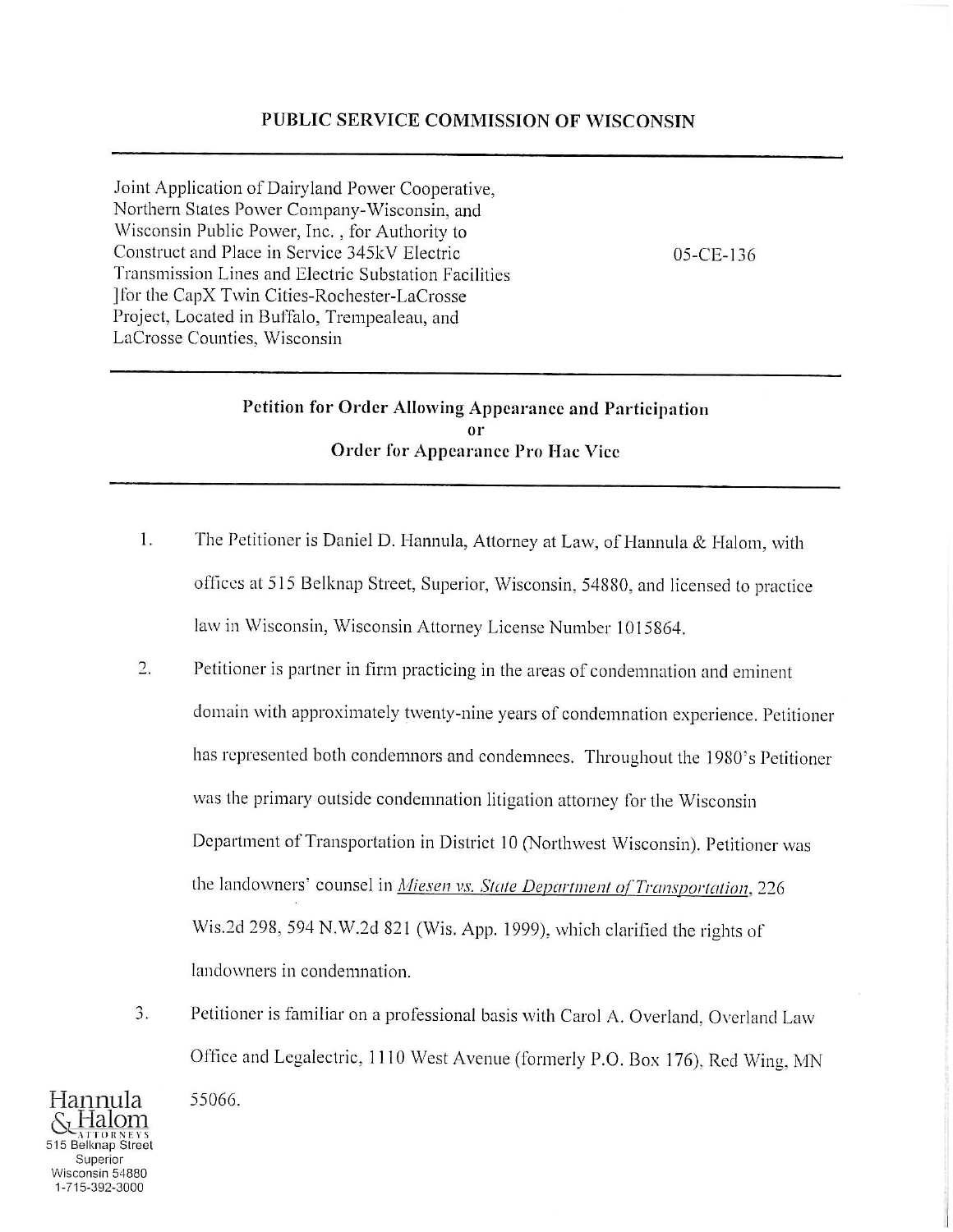## PUBLIC SERVICE COMMISSION OF WISCONSIN

Joint Application of Dairyland Power Cooperative, Northern States Power Company-Wisconsin, and Wisconsin Public Power, Inc. , for Authority to Construct and Place in Service 345kV Electric Transmission Lines and Electric Substation Facilities ]for the CapX Twin Cities-Rochester-LaCrosse Project, Located in Buffalo, Trempealeau, and LaCrosse Counties, Wisconsin

05-CE-136

### Petition for Order Allowing Appearance and Participation or Order for Appearance Pro Hac Vice

1. The Petitioner is Daniel D. Hannula, Attorney at Law, of Hannula & Halom, with offices at 515 Belknap Street, Superior, Wisconsin, 54880, and licensed to practice law in Wisconsin, Wisconsin Attorney License Number 1015864.

2. Petitioner is partner in firm practicing in the areas of condemnation and eminent domain with approximately twenty-nine years of condemnation experience. Petitioner has represented both condemnors and condemnees. Throughout the 1980's Petitioner was the primary outside condemnation litigation attorney for the Wisconsin Department of Transportation in District 10 (Northwest Wisconsin). Petitioner was the landowners' counsel in *Miesen vs. State Department of Transportation*, 226 Wis.2d 298, 594 N.W.2d 821 (Wis. App. 1999), which clarified the rights of landowners in condemnation.

3. Petitioner is familiar on a professional basis with Carol A. Overland, Overland Law Office and Legalectric, 1110 West Avenue (formerly P.O. Box 176), Red Wing, MN 55066.

Hannula & Halom ATTORNEYS
515 Belknap Street
Superior
Wisconsin 54880
1-715-392-3000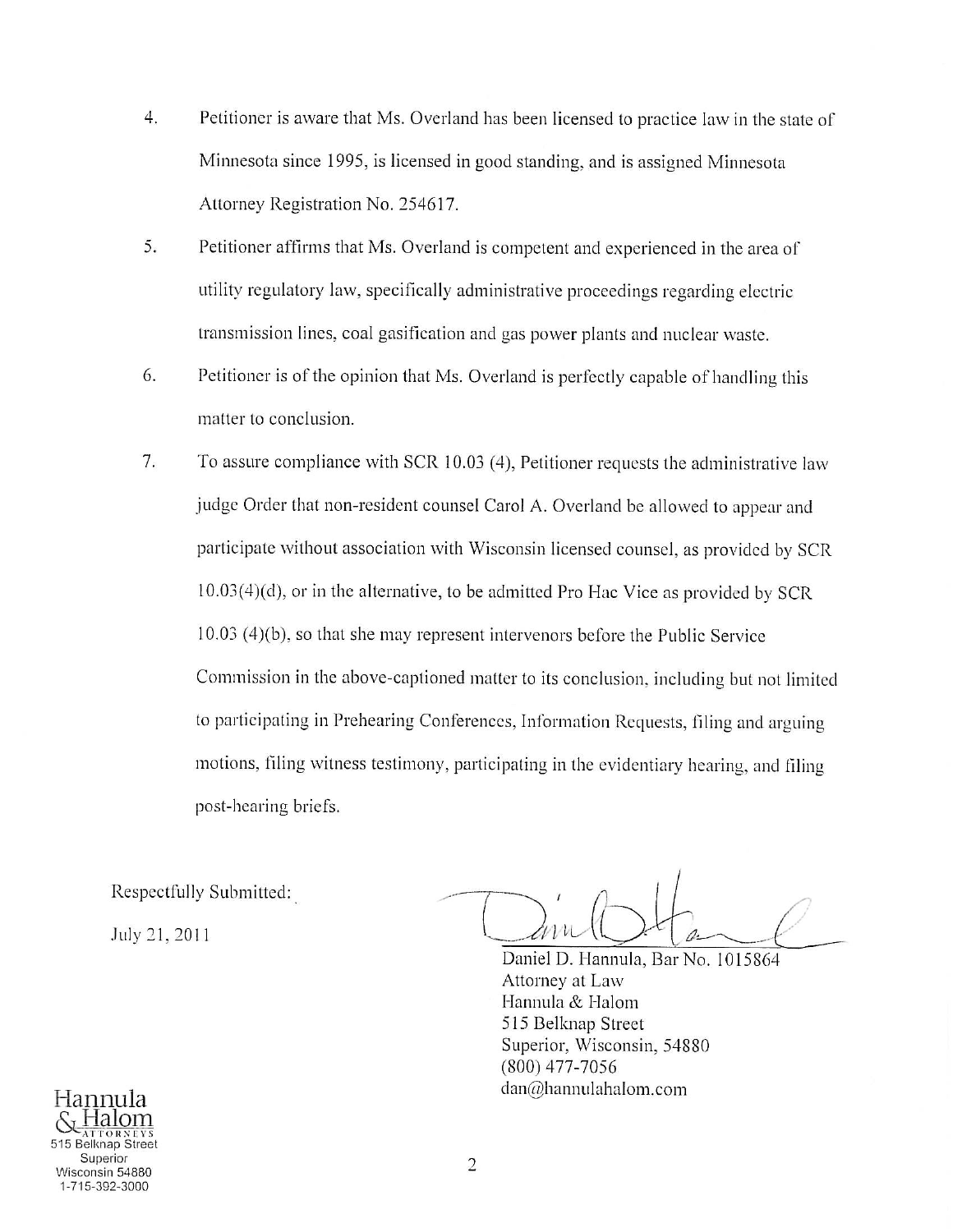4. Petitioner is aware that Ms. Overland has been licensed to practice law in the state of Minnesota since 1995, is licensed in good standing, and is assigned Minnesota Attorney Registration No. 254617.

5. Petitioner affirms that Ms. Overland is competent and experienced in the area of utility regulatory law, specifically administrative proceedings regarding electric transmission lines, coal gasification and gas power plants and nuclear waste.

6. Petitioner is of the opinion that Ms. Overland is perfectly capable of handling this matter to conclusion.

7. To assure compliance with SCR 10.03 (4), Petitioner requests the administrative law judge Order that non-resident counsel Carol A. Overland be allowed to appear and participate without association with Wisconsin licensed counsel, as provided by SCR 10.03(4)(d), or in the alternative, to be admitted Pro Hac Vice as provided by SCR 10.03 (4)(b), so that she may represent intervenors before the Public Service Commission in the above-captioned matter to its conclusion, including but not limited to participating in Prehearing Conferences, Information Requests, filing and arguing motions, filing witness testimony, participating in the evidentiary hearing, and filing post-hearing briefs.

Respectfully Submitted:

July 21, 2011

Daniel D. Hannula, Bar No. 1015864
Attorney at Law
Hannula & Halom
515 Belknap Street
Superior, Wisconsin, 54880
(800) 477-7056
dan@hannulahalom.com

Hannula & Halom
ATTORNEYS
515 Belknap Street
Superior
Wisconsin 54880
1-715-392-3000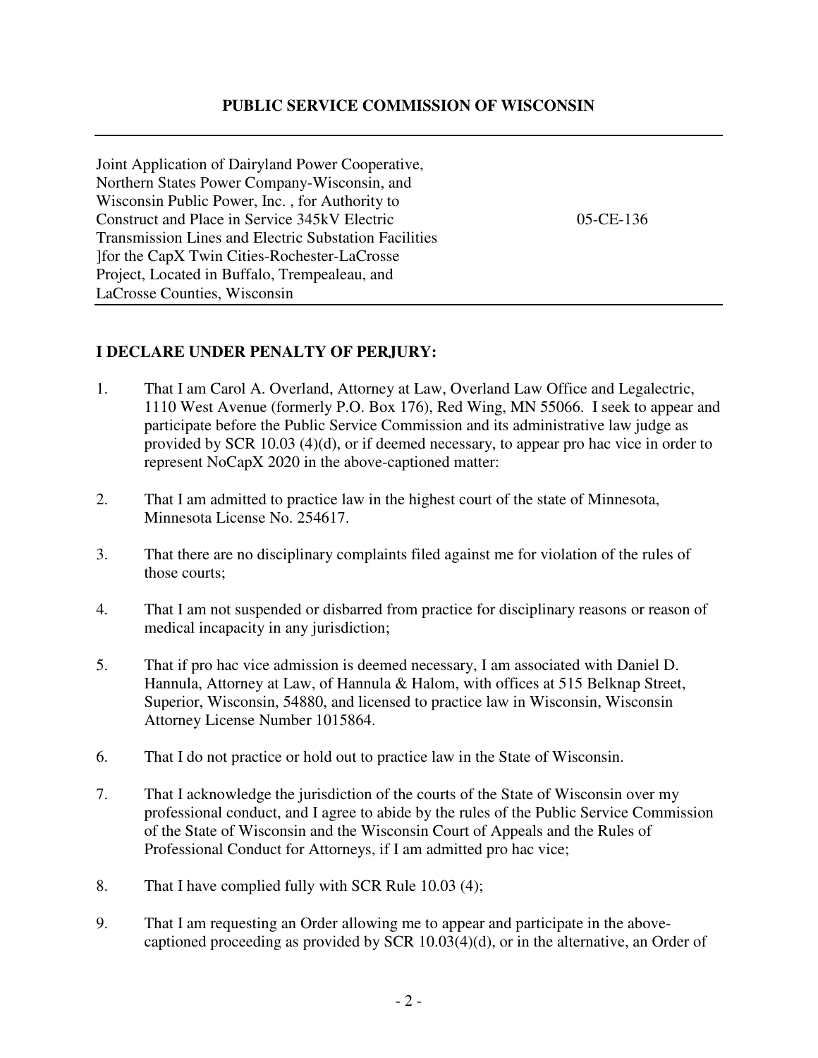**PUBLIC SERVICE COMMISSION OF WISCONSIN**

---

| | |
|---|---|
| Joint Application of Dairyland Power Cooperative, Northern States Power Company-Wisconsin, and Wisconsin Public Power, Inc. , for Authority to Construct and Place in Service 345kV Electric Transmission Lines and Electric Substation Facilities ]for the CapX Twin Cities-Rochester-LaCrosse Project, Located in Buffalo, Trempealeau, and LaCrosse Counties, Wisconsin | 05-CE-136 |

**I DECLARE UNDER PENALTY OF PERJURY:**

1. That I am Carol A. Overland, Attorney at Law, Overland Law Office and Legalectric, 1110 West Avenue (formerly P.O. Box 176), Red Wing, MN 55066. I seek to appear and participate before the Public Service Commission and its administrative law judge as provided by SCR 10.03 (4)(d), or if deemed necessary, to appear pro hac vice in order to represent NoCapX 2020 in the above-captioned matter:

2. That I am admitted to practice law in the highest court of the state of Minnesota, Minnesota License No. 254617.

3. That there are no disciplinary complaints filed against me for violation of the rules of those courts;

4. That I am not suspended or disbarred from practice for disciplinary reasons or reason of medical incapacity in any jurisdiction;

5. That if pro hac vice admission is deemed necessary, I am associated with Daniel D. Hannula, Attorney at Law, of Hannula & Halom, with offices at 515 Belknap Street, Superior, Wisconsin, 54880, and licensed to practice law in Wisconsin, Wisconsin Attorney License Number 1015864.

6. That I do not practice or hold out to practice law in the State of Wisconsin.

7. That I acknowledge the jurisdiction of the courts of the State of Wisconsin over my professional conduct, and I agree to abide by the rules of the Public Service Commission of the State of Wisconsin and the Wisconsin Court of Appeals and the Rules of Professional Conduct for Attorneys, if I am admitted pro hac vice;

8. That I have complied fully with SCR Rule 10.03 (4);

9. That I am requesting an Order allowing me to appear and participate in the above-captioned proceeding as provided by SCR 10.03(4)(d), or in the alternative, an Order of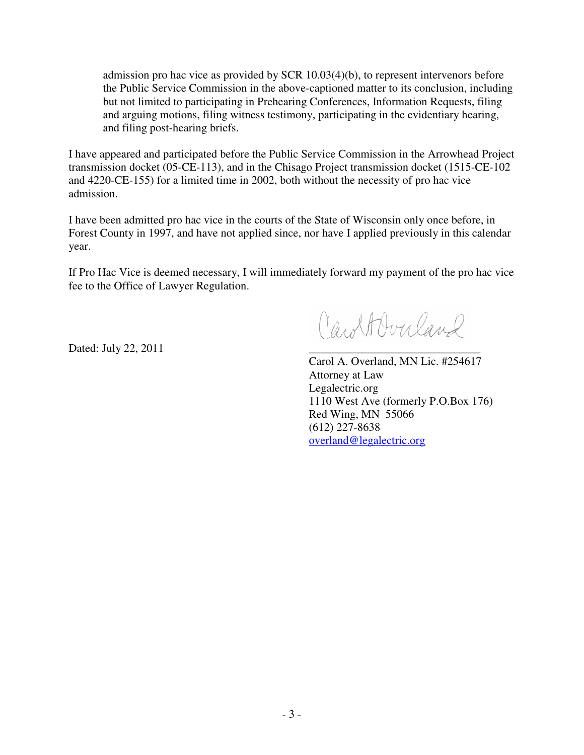admission pro hac vice as provided by SCR 10.03(4)(b), to represent intervenors before the Public Service Commission in the above-captioned matter to its conclusion, including but not limited to participating in Prehearing Conferences, Information Requests, filing and arguing motions, filing witness testimony, participating in the evidentiary hearing, and filing post-hearing briefs.

I have appeared and participated before the Public Service Commission in the Arrowhead Project transmission docket (05-CE-113), and in the Chisago Project transmission docket (1515-CE-102 and 4220-CE-155) for a limited time in 2002, both without the necessity of pro hac vice admission.

I have been admitted pro hac vice in the courts of the State of Wisconsin only once before, in Forest County in 1997, and have not applied since, nor have I applied previously in this calendar year.

If Pro Hac Vice is deemed necessary, I will immediately forward my payment of the pro hac vice fee to the Office of Lawyer Regulation.

Dated: July 22, 2011

Carol A. Overland

\_\_\_\_\_\_\_\_\_\_\_\_\_\_\_\_\_\_\_\_\_\_\_\_\_\_\_\_\_\_

Carol A. Overland, MN Lic. #254617
Attorney at Law
Legalectric.org
1110 West Ave (formerly P.O.Box 176)
Red Wing, MN 55066
(612) 227-8638
overland@legalectric.org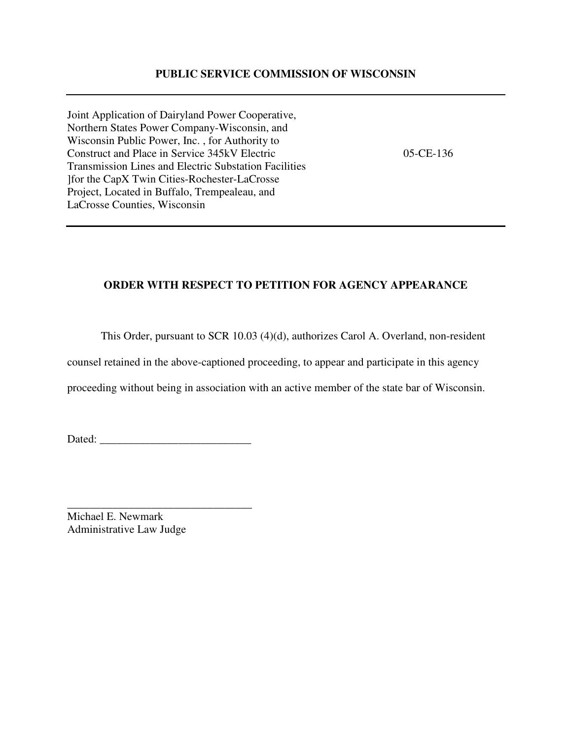**PUBLIC SERVICE COMMISSION OF WISCONSIN**

---

| | |
|---|---|
| Joint Application of Dairyland Power Cooperative, Northern States Power Company-Wisconsin, and Wisconsin Public Power, Inc. , for Authority to Construct and Place in Service 345kV Electric Transmission Lines and Electric Substation Facilities ]for the CapX Twin Cities-Rochester-LaCrosse Project, Located in Buffalo, Trempealeau, and LaCrosse Counties, Wisconsin | 05-CE-136 |

---

**ORDER WITH RESPECT TO PETITION FOR AGENCY APPEARANCE**

This Order, pursuant to SCR 10.03 (4)(d), authorizes Carol A. Overland, non-resident counsel retained in the above-captioned proceeding, to appear and participate in this agency proceeding without being in association with an active member of the state bar of Wisconsin.

Dated: ___________________________

_________________________________
Michael E. Newmark
Administrative Law Judge